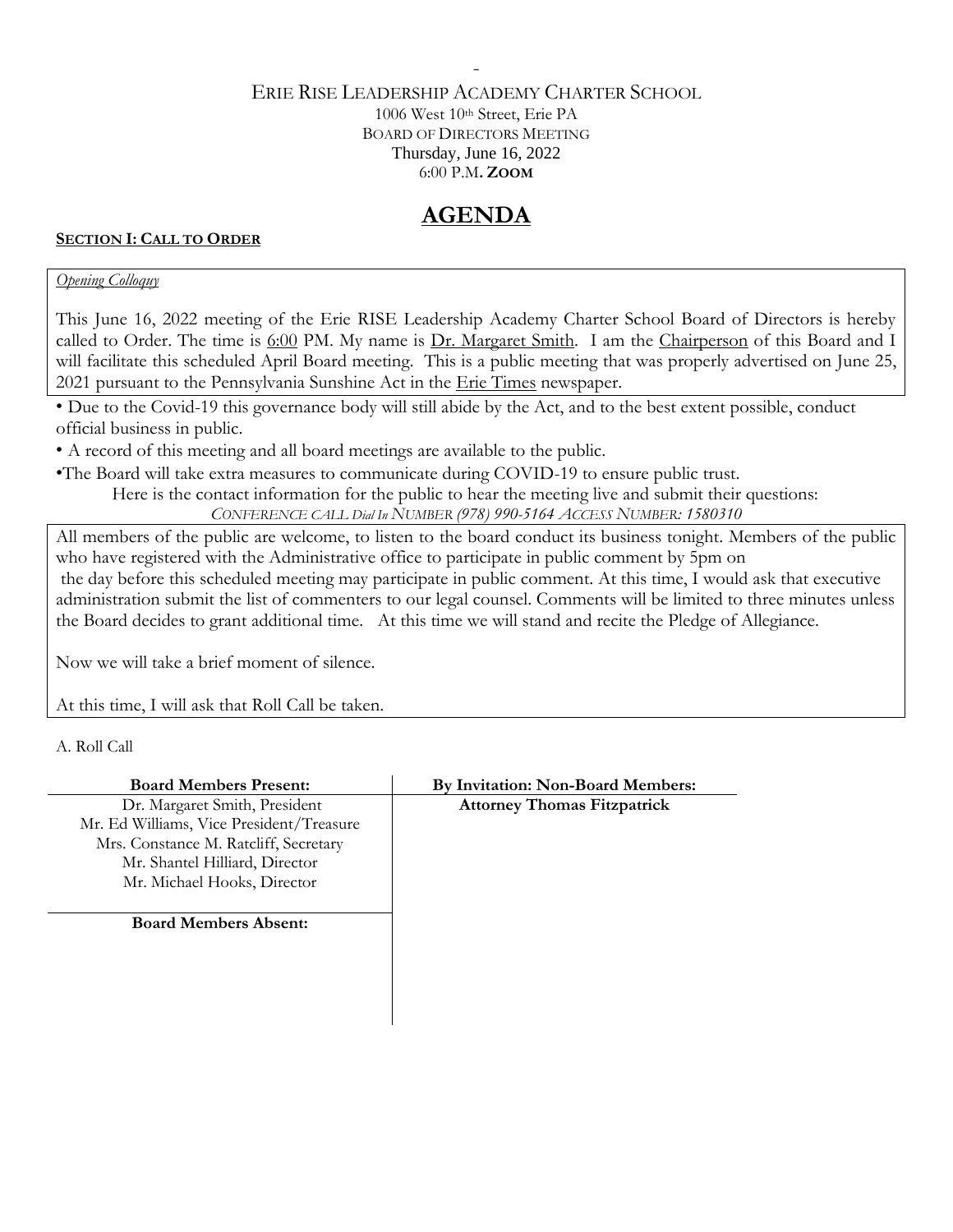-

ERIE RISE LEADERSHIP ACADEMY CHARTER SCHOOL

1006 West 10th Street, Erie PA

BOARD OF DIRECTORS MEETING

Thursday, June 16, 2022

6:00 P.M. **ZOOM**

# AGENDA

**SECTION I: CALL TO ORDER**

*Opening Colloquy*

This June 16, 2022 meeting of the Erie RISE Leadership Academy Charter School Board of Directors is hereby called to Order. The time is 6:00 PM. My name is Dr. Margaret Smith. I am the Chairperson of this Board and I will facilitate this scheduled April Board meeting. This is a public meeting that was properly advertised on June 25, 2021 pursuant to the Pennsylvania Sunshine Act in the Erie Times newspaper.

- Due to the Covid-19 this governance body will still abide by the Act, and to the best extent possible, conduct official business in public.
- A record of this meeting and all board meetings are available to the public.
- The Board will take extra measures to communicate during COVID-19 to ensure public trust.

Here is the contact information for the public to hear the meeting live and submit their questions:

*CONFERENCE CALL Dial In NUMBER (978) 990-5164 ACCESS NUMBER: 1580310*

All members of the public are welcome, to listen to the board conduct its business tonight. Members of the public who have registered with the Administrative office to participate in public comment by 5pm on the day before this scheduled meeting may participate in public comment. At this time, I would ask that executive administration submit the list of commenters to our legal counsel. Comments will be limited to three minutes unless the Board decides to grant additional time. At this time we will stand and recite the Pledge of Allegiance.

Now we will take a brief moment of silence.

At this time, I will ask that Roll Call be taken.

A. Roll Call

| Board Members Present: | By Invitation: Non-Board Members: |
|---|---|
| Dr. Margaret Smith, President | **Attorney Thomas Fitzpatrick** |
| Mr. Ed Williams, Vice President/Treasure | |
| Mrs. Constance M. Ratcliff, Secretary | |
| Mr. Shantel Hilliard, Director | |
| Mr. Michael Hooks, Director | |
| **Board Members Absent:** | |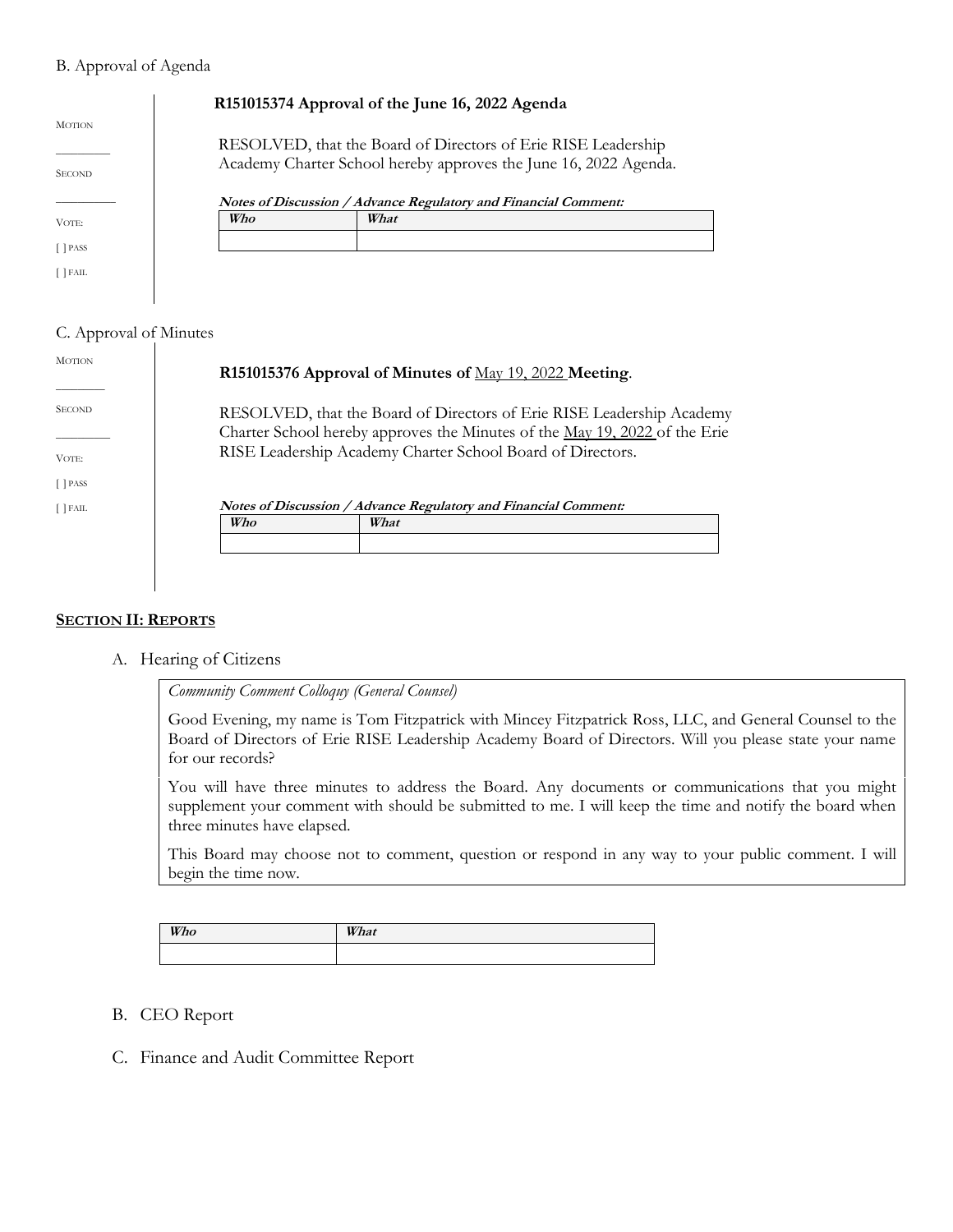B. Approval of Agenda

MOTION

________

SECOND

________

VOTE:

[ ] PASS

[ ] FAIL

**R151015374 Approval of the June 16, 2022 Agenda**

RESOLVED, that the Board of Directors of Erie RISE Leadership Academy Charter School hereby approves the June 16, 2022 Agenda.

***Notes of Discussion / Advance Regulatory and Financial Comment:***

| *Who* | *What* |
|---|---|
| | |

C. Approval of Minutes

MOTION

________

SECOND

________

VOTE:

[ ] PASS

[ ] FAIL

**R151015376 Approval of Minutes of** May 19, 2022 **Meeting**.

RESOLVED, that the Board of Directors of Erie RISE Leadership Academy Charter School hereby approves the Minutes of the May 19, 2022 of the Erie RISE Leadership Academy Charter School Board of Directors.

***Notes of Discussion / Advance Regulatory and Financial Comment:***

| *Who* | *What* |
|---|---|
| | |

## SECTION II: REPORTS

A. Hearing of Citizens

*Community Comment Colloquy (General Counsel)*

Good Evening, my name is Tom Fitzpatrick with Mincey Fitzpatrick Ross, LLC, and General Counsel to the Board of Directors of Erie RISE Leadership Academy Board of Directors. Will you please state your name for our records?

You will have three minutes to address the Board. Any documents or communications that you might supplement your comment with should be submitted to me. I will keep the time and notify the board when three minutes have elapsed.

This Board may choose not to comment, question or respond in any way to your public comment. I will begin the time now.

| *Who* | *What* |
|---|---|
| | |

B. CEO Report

C. Finance and Audit Committee Report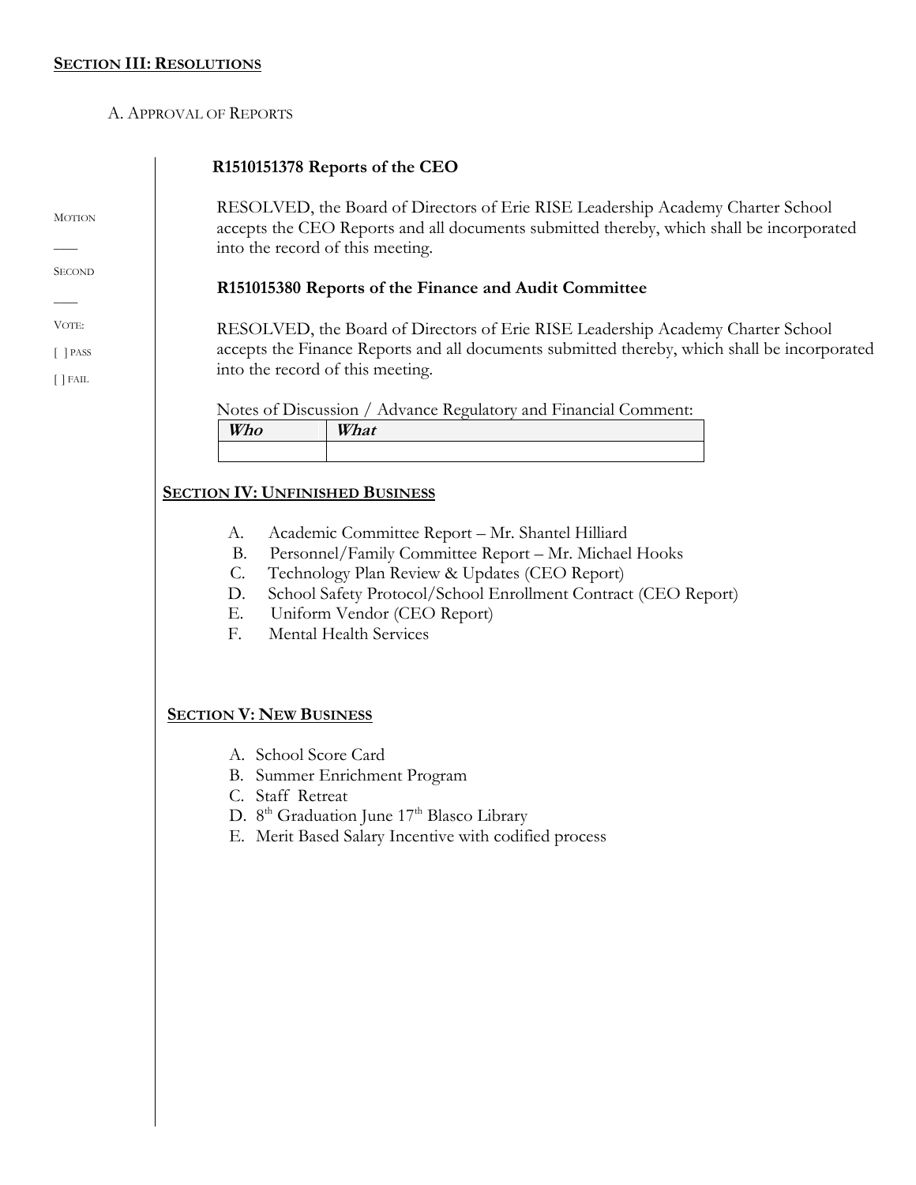**SECTION III: RESOLUTIONS**

A. APPROVAL OF REPORTS

MOTION

____

SECOND

____

VOTE:

[ ] PASS

[ ] FAIL

**R1510151378 Reports of the CEO**

RESOLVED, the Board of Directors of Erie RISE Leadership Academy Charter School accepts the CEO Reports and all documents submitted thereby, which shall be incorporated into the record of this meeting.

**R151015380 Reports of the Finance and Audit Committee**

RESOLVED, the Board of Directors of Erie RISE Leadership Academy Charter School accepts the Finance Reports and all documents submitted thereby, which shall be incorporated into the record of this meeting.

Notes of Discussion / Advance Regulatory and Financial Comment:

| ***Who*** | ***What*** |
|---|---|
| | |

**SECTION IV: UNFINISHED BUSINESS**

A. Academic Committee Report – Mr. Shantel Hilliard
B. Personnel/Family Committee Report – Mr. Michael Hooks
C. Technology Plan Review & Updates (CEO Report)
D. School Safety Protocol/School Enrollment Contract (CEO Report)
E. Uniform Vendor (CEO Report)
F. Mental Health Services

**SECTION V: NEW BUSINESS**

A. School Score Card
B. Summer Enrichment Program
C. Staff Retreat
D. 8th Graduation June 17th Blasco Library
E. Merit Based Salary Incentive with codified process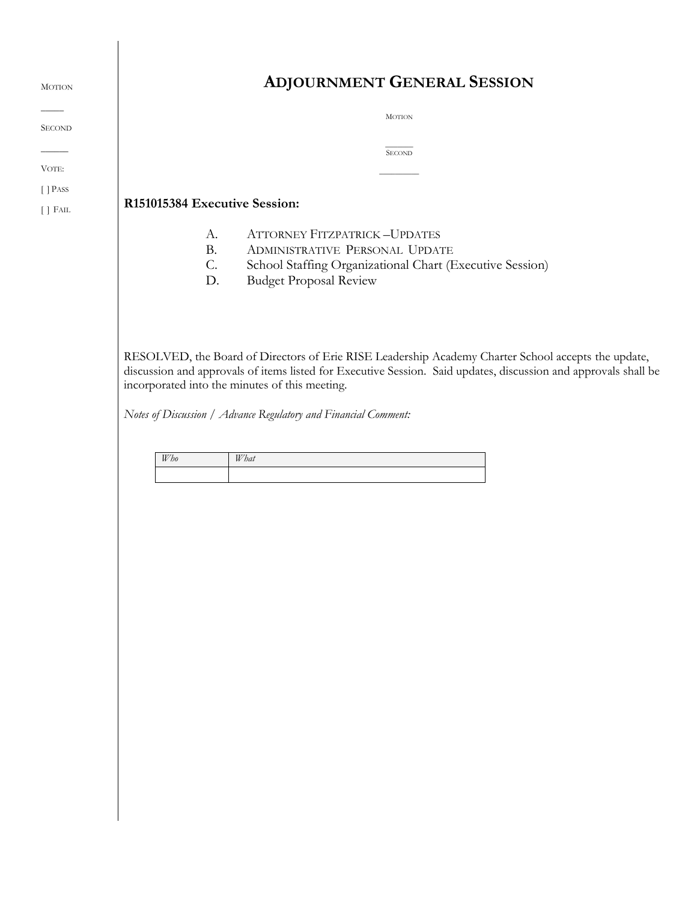MOTION

_____

SECOND

______

VOTE:

[ ] PASS

[ ] FAIL

# ADJOURNMENT GENERAL SESSION

MOTION

______

SECOND

_________

**R151015384 Executive Session:**

A. ATTORNEY FITZPATRICK –UPDATES
B. ADMINISTRATIVE PERSONAL UPDATE
C. School Staffing Organizational Chart (Executive Session)
D. Budget Proposal Review

RESOLVED, the Board of Directors of Erie RISE Leadership Academy Charter School accepts the update, discussion and approvals of items listed for Executive Session. Said updates, discussion and approvals shall be incorporated into the minutes of this meeting.

*Notes of Discussion / Advance Regulatory and Financial Comment:*

| *Who* | *What* |
|---|---|
| | |